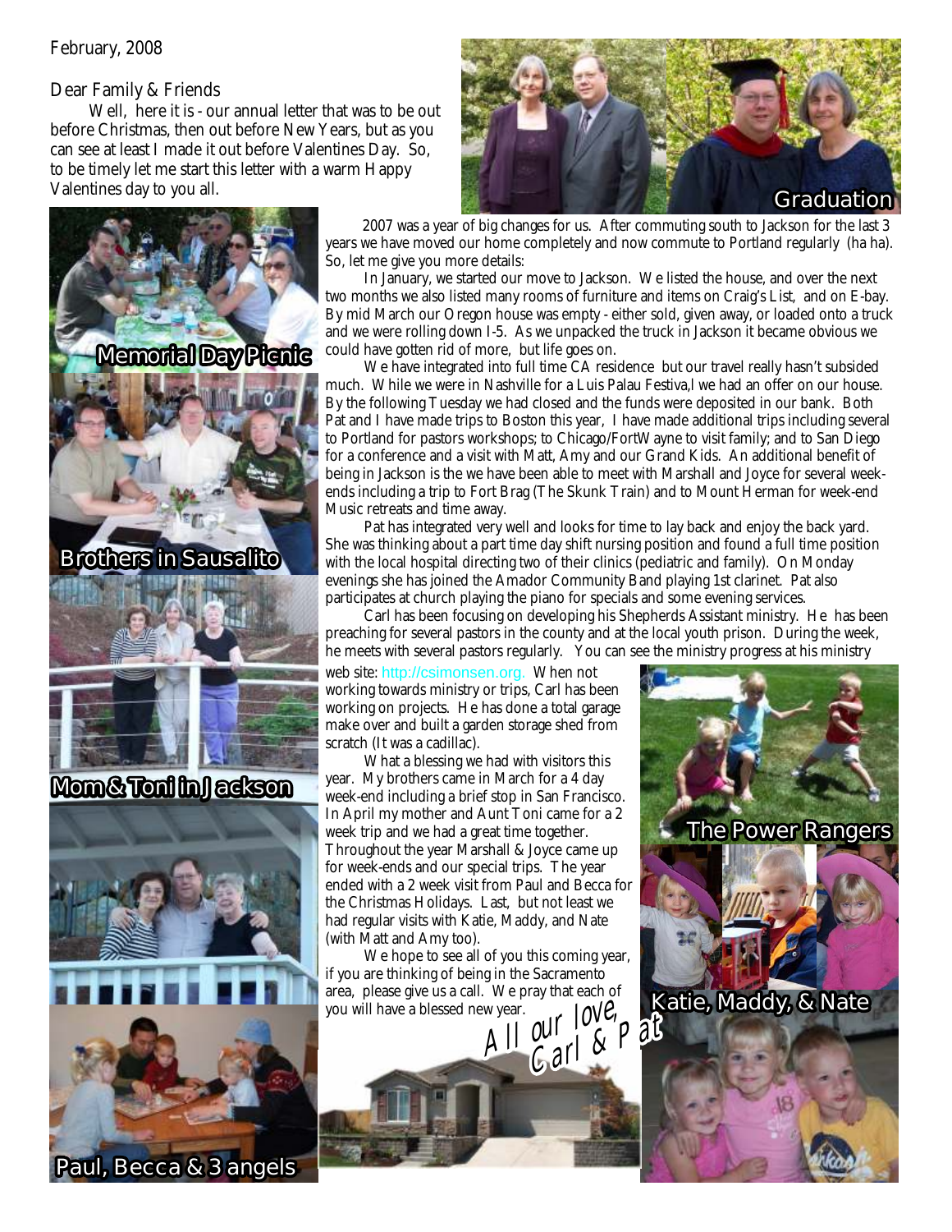February, 2008

Dear Family & Friends

Well, here it is - our annual letter that was to be out before Christmas, then out before New Years, but as you can see at least I made it out before Valentines Day. So, to be timely let me start this letter with a warm Happy Valentines day to you all.

Graduation

2007 was a year of big changes for us. After commuting south to Jackson for the last 3 years we have moved our home completely and now commute to Portland regularly (ha ha). So, let me give you more details:

In January, we started our move to Jackson. We listed the house, and over the next two months we also listed many rooms of furniture and items on Craig's List, and on E-bay. By mid March our Oregon house was empty - either sold, given away, or loaded onto a truck and we were rolling down I-5. As we unpacked the truck in Jackson it became obvious we could have gotten rid of more, but life goes on.

We have integrated into full time CA residence but our travel really hasn't subsided much. While we were in Nashville for a Luis Palau Festiva,l we had an offer on our house. By the following Tuesday we had closed and the funds were deposited in our bank. Both Pat and I have made trips to Boston this year, I have made additional trips including several to Portland for pastors workshops; to Chicago/FortWayne to visit family; and to San Diego for a conference and a visit with Matt, Amy and our Grand Kids. An additional benefit of being in Jackson is the we have been able to meet with Marshall and Joyce for several week-ends including a trip to Fort Brag (The Skunk Train) and to Mount Herman for week-end Music retreats and time away.

Pat has integrated very well and looks for time to lay back and enjoy the back yard. She was thinking about a part time day shift nursing position and found a full time position with the local hospital directing two of their clinics (pediatric and family). On Monday evenings she has joined the Amador Community Band playing 1st clarinet. Pat also participates at church playing the piano for specials and some evening services.

Carl has been focusing on developing his Shepherds Assistant ministry. He has been preaching for several pastors in the county and at the local youth prison. During the week, he meets with several pastors regularly. You can see the ministry progress at his ministry web site: http://csimonsen.org. When not working towards ministry or trips, Carl has been working on projects. He has done a total garage make over and built a garden storage shed from scratch (It was a cadillac).

What a blessing we had with visitors this year. My brothers came in March for a 4 day week-end including a brief stop in San Francisco. In April my mother and Aunt Toni came for a 2 week trip and we had a great time together. Throughout the year Marshall & Joyce came up for week-ends and our special trips. The year ended with a 2 week visit from Paul and Becca for the Christmas Holidays. Last, but not least we had regular visits with Katie, Maddy, and Nate (with Matt and Amy too).

We hope to see all of you this coming year, if you are thinking of being in the Sacramento area, please give us a call. We pray that each of you will have a blessed new year.

*All our love,*
*Carl & Pat*

Memorial Day Picnic

Brothers in Sausalito

Mom & Toni in Jackson

Paul, Becca & 3 angels

The Power Rangers

Katie, Maddy, & Nate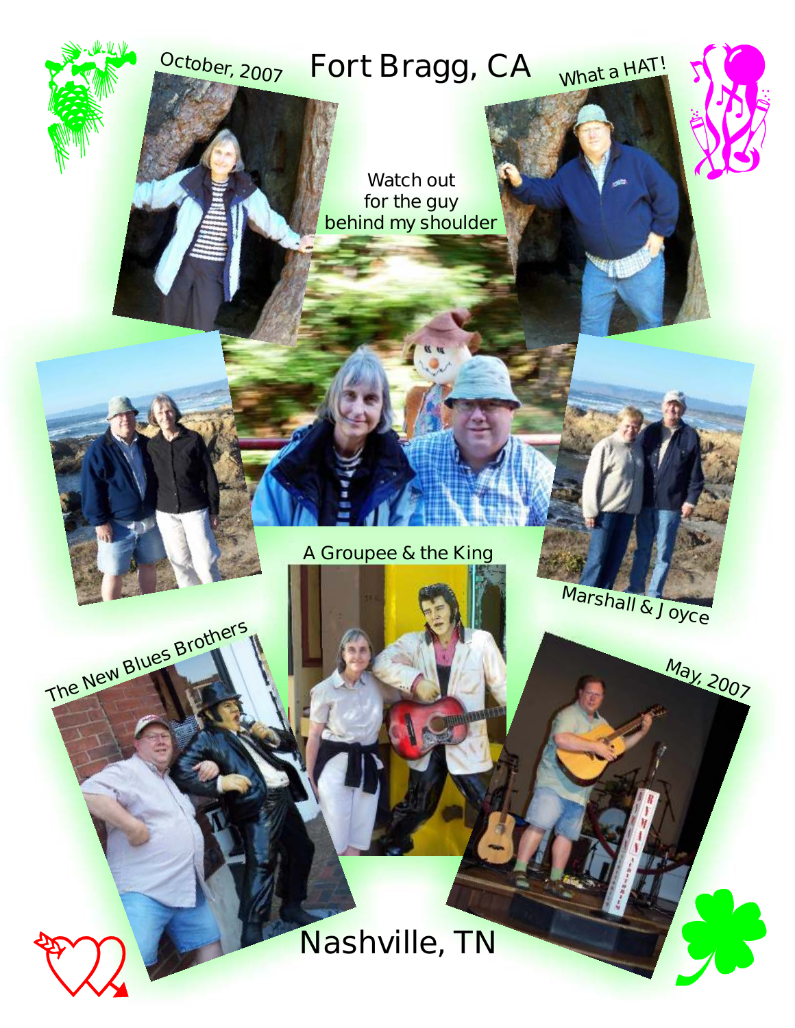# Fort Bragg, CA

October, 2007

What a HAT!

Watch out for the guy behind my shoulder

A Groupee & the King

Marshall & Joyce

The New Blues Brothers

May, 2007

# Nashville, TN